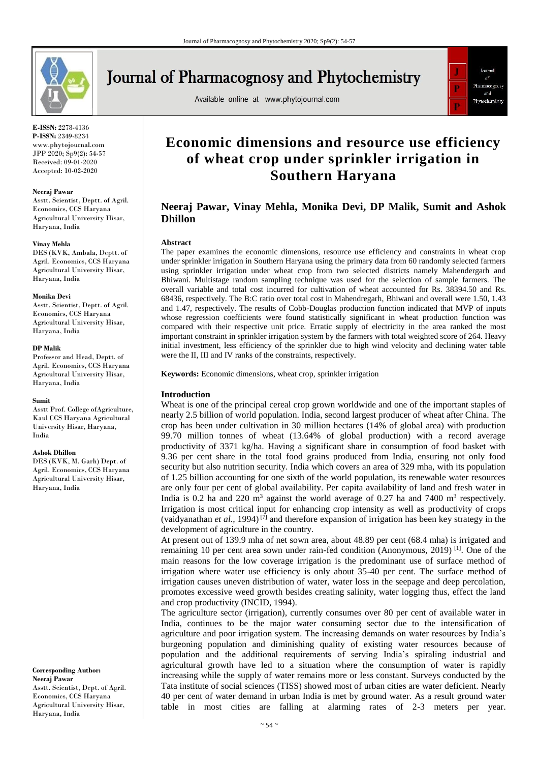E-ISSN: 2278-4136
P-ISSN: 2349-8234
www.phytojournal.com
JPP 2020; Sp9(2): 54-57
Received: 09-01-2020
Accepted: 10-02-2020

**Neeraj Pawar**
Asstt. Scientist, Deptt. of Agril. Economics, CCS Haryana Agricultural University Hisar, Haryana, India

**Vinay Mehla**
DES (KVK, Ambala, Deptt. of Agril. Economics, CCS Haryana Agricultural University Hisar, Haryana, India

**Monika Devi**
Asstt. Scientist, Deptt. of Agril. Economics, CCS Haryana Agricultural University Hisar, Haryana, India

**DP Malik**
Professor and Head, Deptt. of Agril. Economics, CCS Haryana Agricultural University Hisar, Haryana, India

**Sumit**
Asstt Prof. College ofAgriculture, Kaul CCS Haryana Agricultural University Hisar, Haryana, India

**Ashok Dhillon**
DES (KVK, M. Garh) Dept. of Agril. Economics, CCS Haryana Agricultural University Hisar, Haryana, India

**Corresponding Author:**
**Neeraj Pawar**
Asstt. Scientist, Dept. of Agril. Economics, CCS Haryana Agricultural University Hisar, Haryana, India

# Economic dimensions and resource use efficiency of wheat crop under sprinkler irrigation in Southern Haryana

## Neeraj Pawar, Vinay Mehla, Monika Devi, DP Malik, Sumit and Ashok Dhillon

### Abstract

The paper examines the economic dimensions, resource use efficiency and constraints in wheat crop under sprinkler irrigation in Southern Haryana using the primary data from 60 randomly selected farmers using sprinkler irrigation under wheat crop from two selected districts namely Mahendergarh and Bhiwani. Multistage random sampling technique was used for the selection of sample farmers. The overall variable and total cost incurred for cultivation of wheat accounted for Rs. 38394.50 and Rs. 68436, respectively. The B:C ratio over total cost in Mahendregarh, Bhiwani and overall were 1.50, 1.43 and 1.47, respectively. The results of Cobb-Douglas production function indicated that MVP of inputs whose regression coefficients were found statistically significant in wheat production function was compared with their respective unit price. Erratic supply of electricity in the area ranked the most important constraint in sprinkler irrigation system by the farmers with total weighted score of 264. Heavy initial investment, less efficiency of the sprinkler due to high wind velocity and declining water table were the II, III and IV ranks of the constraints, respectively.

**Keywords:** Economic dimensions, wheat crop, sprinkler irrigation

### Introduction

Wheat is one of the principal cereal crop grown worldwide and one of the important staples of nearly 2.5 billion of world population. India, second largest producer of wheat after China. The crop has been under cultivation in 30 million hectares (14% of global area) with production 99.70 million tonnes of wheat (13.64% of global production) with a record average productivity of 3371 kg/ha. Having a significant share in consumption of food basket with 9.36 per cent share in the total food grains produced from India, ensuring not only food security but also nutrition security. India which covers an area of 329 mha, with its population of 1.25 billion accounting for one sixth of the world population, its renewable water resources are only four per cent of global availability. Per capita availability of land and fresh water in India is 0.2 ha and 220 $m^3$ against the world average of 0.27 ha and 7400 $m^3$ respectively. Irrigation is most critical input for enhancing crop intensity as well as productivity of crops (vaidyanathan *et al.*, 1994) [7] and therefore expansion of irrigation has been key strategy in the development of agriculture in the country.

At present out of 139.9 mha of net sown area, about 48.89 per cent (68.4 mha) is irrigated and remaining 10 per cent area sown under rain-fed condition (Anonymous, 2019) [1]. One of the main reasons for the low coverage irrigation is the predominant use of surface method of irrigation where water use efficiency is only about 35-40 per cent. The surface method of irrigation causes uneven distribution of water, water loss in the seepage and deep percolation, promotes excessive weed growth besides creating salinity, water logging thus, effect the land and crop productivity (INCID, 1994).

The agriculture sector (irrigation), currently consumes over 80 per cent of available water in India, continues to be the major water consuming sector due to the intensification of agriculture and poor irrigation system. The increasing demands on water resources by India's burgeoning population and diminishing quality of existing water resources because of population and the additional requirements of serving India's spiraling industrial and agricultural growth have led to a situation where the consumption of water is rapidly increasing while the supply of water remains more or less constant. Surveys conducted by the Tata institute of social sciences (TISS) showed most of urban cities are water deficient. Nearly 40 per cent of water demand in urban India is met by ground water. As a result ground water table in most cities are falling at alarming rates of 2-3 meters per year.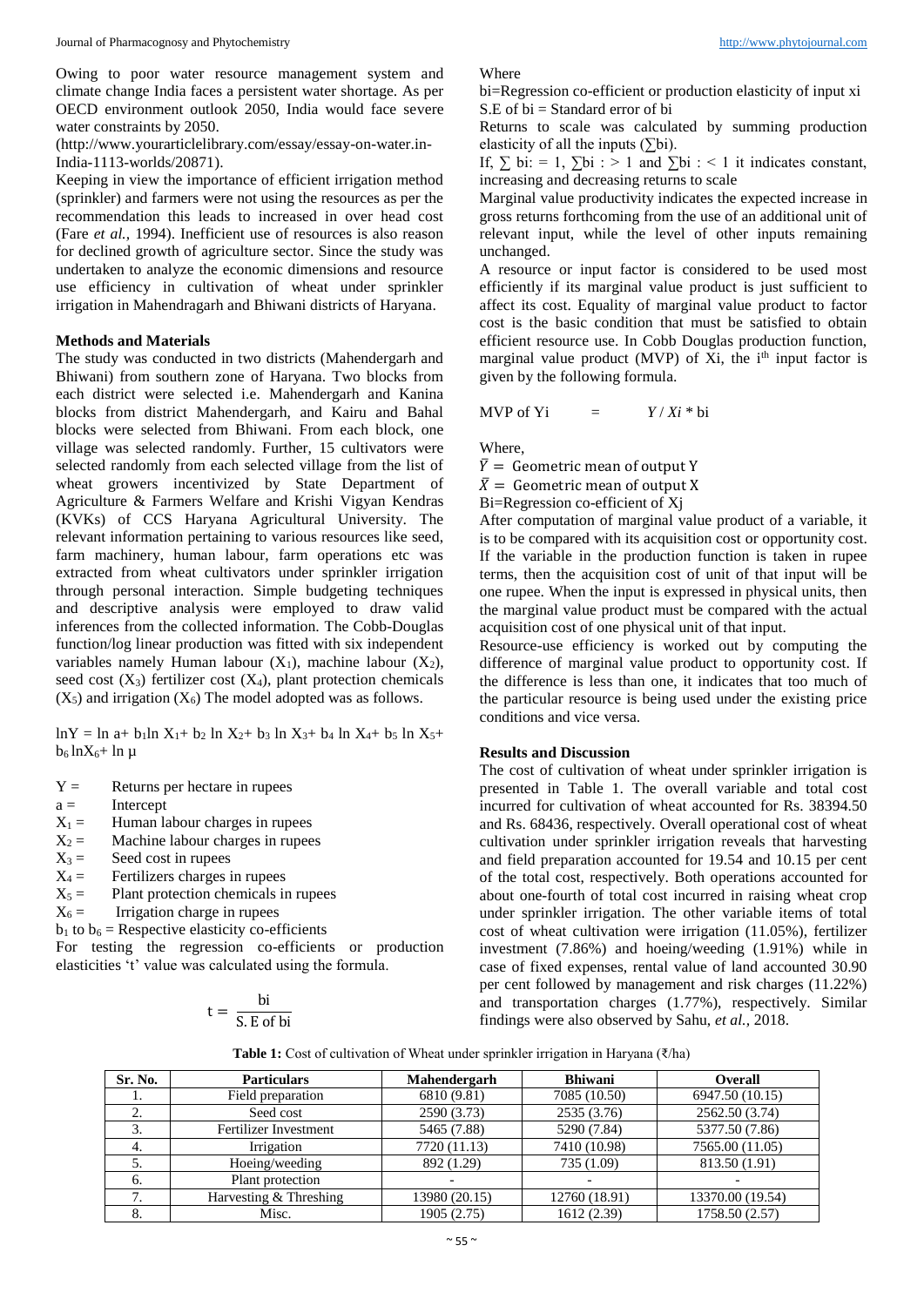Owing to poor water resource management system and climate change India faces a persistent water shortage. As per OECD environment outlook 2050, India would face severe water constraints by 2050.

(http://www.yourarticlelibrary.com/essay/essay-on-water.in-India-1113-worlds/20871).

Keeping in view the importance of efficient irrigation method (sprinkler) and farmers were not using the resources as per the recommendation this leads to increased in over head cost (Fare *et al.,* 1994). Inefficient use of resources is also reason for declined growth of agriculture sector. Since the study was undertaken to analyze the economic dimensions and resource use efficiency in cultivation of wheat under sprinkler irrigation in Mahendragarh and Bhiwani districts of Haryana.

### Methods and Materials

The study was conducted in two districts (Mahendergarh and Bhiwani) from southern zone of Haryana. Two blocks from each district were selected i.e. Mahendergarh and Kanina blocks from district Mahendergarh, and Kairu and Bahal blocks were selected from Bhiwani. From each block, one village was selected randomly. Further, 15 cultivators were selected randomly from each selected village from the list of wheat growers incentivized by State Department of Agriculture & Farmers Welfare and Krishi Vigyan Kendras (KVKs) of CCS Haryana Agricultural University. The relevant information pertaining to various resources like seed, farm machinery, human labour, farm operations etc was extracted from wheat cultivators under sprinkler irrigation through personal interaction. Simple budgeting techniques and descriptive analysis were employed to draw valid inferences from the collected information. The Cobb-Douglas function/log linear production was fitted with six independent variables namely Human labour ($X_1$), machine labour ($X_2$), seed cost ($X_3$) fertilizer cost ($X_4$), plant protection chemicals ($X_5$) and irrigation ($X_6$) The model adopted was as follows.

$$\ln Y = \ln a + b_1 \ln X_1 + b_2 \ln X_2 + b_3 \ln X_3 + b_4 \ln X_4 + b_5 \ln X_5 + b_6 \ln X_6 + \ln \mu$$

$Y =$ Returns per hectare in rupees
$a =$ Intercept
$X_1 =$ Human labour charges in rupees
$X_2 =$ Machine labour charges in rupees
$X_3 =$ Seed cost in rupees
$X_4 =$ Fertilizers charges in rupees
$X_5 =$ Plant protection chemicals in rupees
$X_6 =$ Irrigation charge in rupees
$b_1$ to $b_6$ = Respective elasticity co-efficients

For testing the regression co-efficients or production elasticities 't' value was calculated using the formula.

$$t = \frac{bi}{S.E \text{ of } bi}$$

Where

bi=Regression co-efficient or production elasticity of input xi
S.E of bi = Standard error of bi

Returns to scale was calculated by summing production elasticity of all the inputs ($\sum$bi).

If, $\sum$ bi: = 1, $\sum$bi : > 1 and $\sum$bi : < 1 it indicates constant, increasing and decreasing returns to scale

Marginal value productivity indicates the expected increase in gross returns forthcoming from the use of an additional unit of relevant input, while the level of other inputs remaining unchanged.

A resource or input factor is considered to be used most efficiently if its marginal value product is just sufficient to affect its cost. Equality of marginal value product to factor cost is the basic condition that must be satisfied to obtain efficient resource use. In Cobb Douglas production function, marginal value product (MVP) of Xi, the i[th] input factor is given by the following formula.

$$\text{MVP of Yi} = Y / Xi * \text{bi}$$

Where,

$\bar{Y}$ = Geometric mean of output Y
$\bar{X}$ = Geometric mean of output X
Bi=Regression co-efficient of Xj

After computation of marginal value product of a variable, it is to be compared with its acquisition cost or opportunity cost. If the variable in the production function is taken in rupee terms, then the acquisition cost of unit of that input will be one rupee. When the input is expressed in physical units, then the marginal value product must be compared with the actual acquisition cost of one physical unit of that input.

Resource-use efficiency is worked out by computing the difference of marginal value product to opportunity cost. If the difference is less than one, it indicates that too much of the particular resource is being used under the existing price conditions and vice versa.

### Results and Discussion

The cost of cultivation of wheat under sprinkler irrigation is presented in Table 1. The overall variable and total cost incurred for cultivation of wheat accounted for Rs. 38394.50 and Rs. 68436, respectively. Overall operational cost of wheat cultivation under sprinkler irrigation reveals that harvesting and field preparation accounted for 19.54 and 10.15 per cent of the total cost, respectively. Both operations accounted for about one-fourth of total cost incurred in raising wheat crop under sprinkler irrigation. The other variable items of total cost of wheat cultivation were irrigation (11.05%), fertilizer investment (7.86%) and hoeing/weeding (1.91%) while in case of fixed expenses, rental value of land accounted 30.90 per cent followed by management and risk charges (11.22%) and transportation charges (1.77%), respectively. Similar findings were also observed by Sahu, *et al.,* 2018.

**Table 1:** Cost of cultivation of Wheat under sprinkler irrigation in Haryana (₹/ha)

| Sr. No. | Particulars | Mahendergarh | Bhiwani | Overall |
|---|---|---|---|---|
| 1. | Field preparation | 6810 (9.81) | 7085 (10.50) | 6947.50 (10.15) |
| 2. | Seed cost | 2590 (3.73) | 2535 (3.76) | 2562.50 (3.74) |
| 3. | Fertilizer Investment | 5465 (7.88) | 5290 (7.84) | 5377.50 (7.86) |
| 4. | Irrigation | 7720 (11.13) | 7410 (10.98) | 7565.00 (11.05) |
| 5. | Hoeing/weeding | 892 (1.29) | 735 (1.09) | 813.50 (1.91) |
| 6. | Plant protection | - | - | - |
| 7. | Harvesting & Threshing | 13980 (20.15) | 12760 (18.91) | 13370.00 (19.54) |
| 8. | Misc. | 1905 (2.75) | 1612 (2.39) | 1758.50 (2.57) |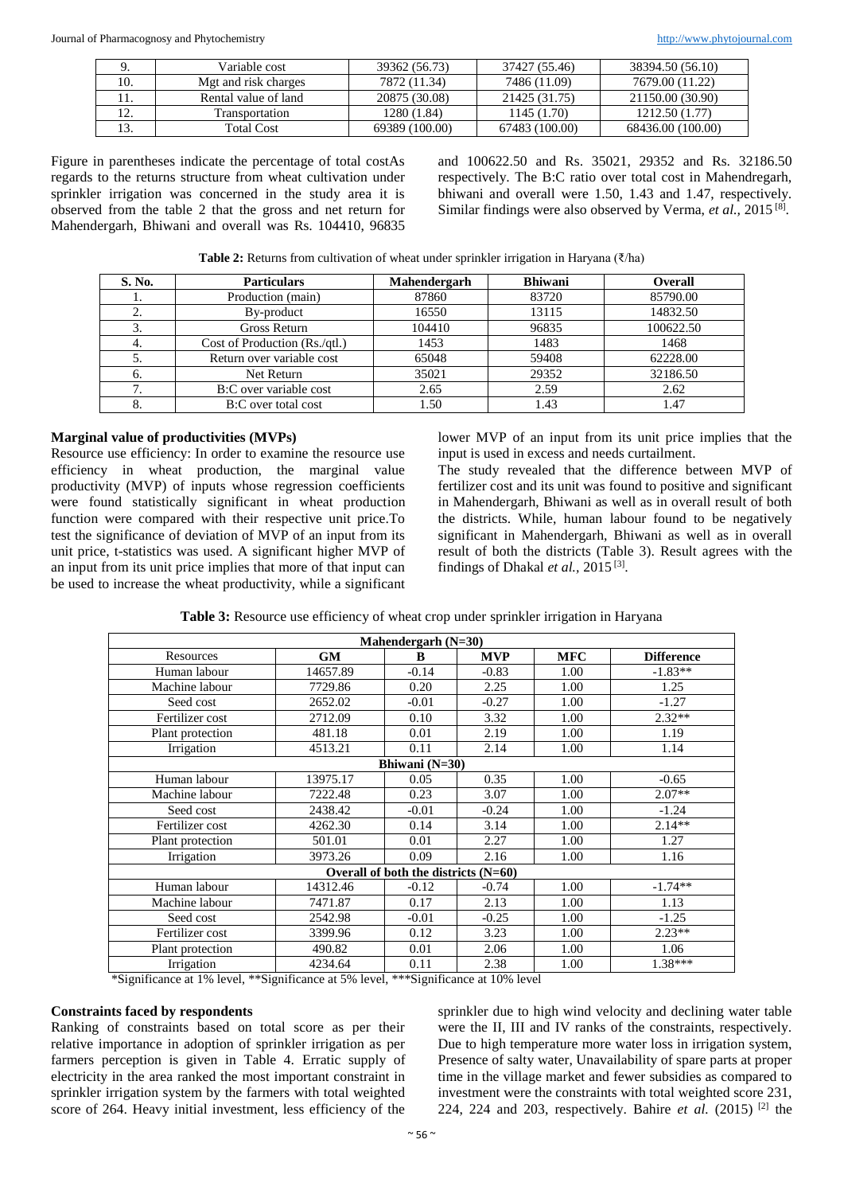| 9. | Variable cost | 39362 (56.73) | 37427 (55.46) | 38394.50 (56.10) |
|---|---|---|---|---|
| 10. | Mgt and risk charges | 7872 (11.34) | 7486 (11.09) | 7679.00 (11.22) |
| 11. | Rental value of land | 20875 (30.08) | 21425 (31.75) | 21150.00 (30.90) |
| 12. | Transportation | 1280 (1.84) | 1145 (1.70) | 1212.50 (1.77) |
| 13. | Total Cost | 69389 (100.00) | 67483 (100.00) | 68436.00 (100.00) |

Figure in parentheses indicate the percentage of total costAs regards to the returns structure from wheat cultivation under sprinkler irrigation was concerned in the study area it is observed from the table 2 that the gross and net return for Mahendergarh, Bhiwani and overall was Rs. 104410, 96835 and 100622.50 and Rs. 35021, 29352 and Rs. 32186.50 respectively. The B:C ratio over total cost in Mahendregarh, bhiwani and overall were 1.50, 1.43 and 1.47, respectively. Similar findings were also observed by Verma, *et al.,* 2015 [8].

**Table 2:** Returns from cultivation of wheat under sprinkler irrigation in Haryana (₹/ha)

| S. No. | Particulars | Mahendergarh | Bhiwani | Overall |
|---|---|---|---|---|
| 1. | Production (main) | 87860 | 83720 | 85790.00 |
| 2. | By-product | 16550 | 13115 | 14832.50 |
| 3. | Gross Return | 104410 | 96835 | 100622.50 |
| 4. | Cost of Production (Rs./qtl.) | 1453 | 1483 | 1468 |
| 5. | Return over variable cost | 65048 | 59408 | 62228.00 |
| 6. | Net Return | 35021 | 29352 | 32186.50 |
| 7. | B:C over variable cost | 2.65 | 2.59 | 2.62 |
| 8. | B:C over total cost | 1.50 | 1.43 | 1.47 |

### Marginal value of productivities (MVPs)

Resource use efficiency: In order to examine the resource use efficiency in wheat production, the marginal value productivity (MVP) of inputs whose regression coefficients were found statistically significant in wheat production function were compared with their respective unit price.To test the significance of deviation of MVP of an input from its unit price, t-statistics was used. A significant higher MVP of an input from its unit price implies that more of that input can be used to increase the wheat productivity, while a significant lower MVP of an input from its unit price implies that the input is used in excess and needs curtailment.

The study revealed that the difference between MVP of fertilizer cost and its unit was found to positive and significant in Mahendergarh, Bhiwani as well as in overall result of both the districts. While, human labour found to be negatively significant in Mahendergarh, Bhiwani as well as in overall result of both the districts (Table 3). Result agrees with the findings of Dhakal *et al.,* 2015 [3].

**Table 3:** Resource use efficiency of wheat crop under sprinkler irrigation in Haryana

| Mahendergarh (N=30) | | | | | |
|---|---|---|---|---|---|
| Resources | GM | B | MVP | MFC | Difference |
| Human labour | 14657.89 | -0.14 | -0.83 | 1.00 | -1.83** |
| Machine labour | 7729.86 | 0.20 | 2.25 | 1.00 | 1.25 |
| Seed cost | 2652.02 | -0.01 | -0.27 | 1.00 | -1.27 |
| Fertilizer cost | 2712.09 | 0.10 | 3.32 | 1.00 | 2.32** |
| Plant protection | 481.18 | 0.01 | 2.19 | 1.00 | 1.19 |
| Irrigation | 4513.21 | 0.11 | 2.14 | 1.00 | 1.14 |
| **Bhiwani (N=30)** | | | | | |
| Human labour | 13975.17 | 0.05 | 0.35 | 1.00 | -0.65 |
| Machine labour | 7222.48 | 0.23 | 3.07 | 1.00 | 2.07** |
| Seed cost | 2438.42 | -0.01 | -0.24 | 1.00 | -1.24 |
| Fertilizer cost | 4262.30 | 0.14 | 3.14 | 1.00 | 2.14** |
| Plant protection | 501.01 | 0.01 | 2.27 | 1.00 | 1.27 |
| Irrigation | 3973.26 | 0.09 | 2.16 | 1.00 | 1.16 |
| **Overall of both the districts (N=60)** | | | | | |
| Human labour | 14312.46 | -0.12 | -0.74 | 1.00 | -1.74** |
| Machine labour | 7471.87 | 0.17 | 2.13 | 1.00 | 1.13 |
| Seed cost | 2542.98 | -0.01 | -0.25 | 1.00 | -1.25 |
| Fertilizer cost | 3399.96 | 0.12 | 3.23 | 1.00 | 2.23** |
| Plant protection | 490.82 | 0.01 | 2.06 | 1.00 | 1.06 |
| Irrigation | 4234.64 | 0.11 | 2.38 | 1.00 | 1.38*** |

*Significance at 1% level, **Significance at 5% level, ***Significance at 10% level

### Constraints faced by respondents

Ranking of constraints based on total score as per their relative importance in adoption of sprinkler irrigation as per farmers perception is given in Table 4. Erratic supply of electricity in the area ranked the most important constraint in sprinkler irrigation system by the farmers with total weighted score of 264. Heavy initial investment, less efficiency of the sprinkler due to high wind velocity and declining water table were the II, III and IV ranks of the constraints, respectively. Due to high temperature more water loss in irrigation system, Presence of salty water, Unavailability of spare parts at proper time in the village market and fewer subsidies as compared to investment were the constraints with total weighted score 231, 224, 224 and 203, respectively. Bahire *et al.* (2015) [2] the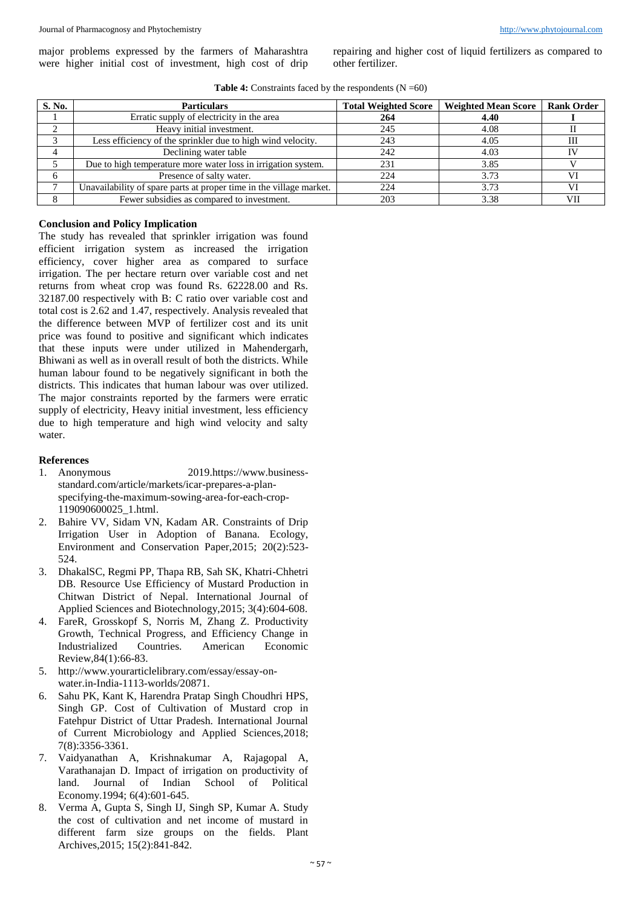major problems expressed by the farmers of Maharashtra were higher initial cost of investment, high cost of drip repairing and higher cost of liquid fertilizers as compared to other fertilizer.

**Table 4:** Constraints faced by the respondents (N =60)

| S. No. | Particulars | Total Weighted Score | Weighted Mean Score | Rank Order |
|---|---|---|---|---|
| 1 | Erratic supply of electricity in the area | **264** | **4.40** | **I** |
| 2 | Heavy initial investment. | 245 | 4.08 | II |
| 3 | Less efficiency of the sprinkler due to high wind velocity. | 243 | 4.05 | III |
| 4 | Declining water table | 242 | 4.03 | IV |
| 5 | Due to high temperature more water loss in irrigation system. | 231 | 3.85 | V |
| 6 | Presence of salty water. | 224 | 3.73 | VI |
| 7 | Unavailability of spare parts at proper time in the village market. | 224 | 3.73 | VI |
| 8 | Fewer subsidies as compared to investment. | 203 | 3.38 | VII |

## Conclusion and Policy Implication

The study has revealed that sprinkler irrigation was found efficient irrigation system as increased the irrigation efficiency, cover higher area as compared to surface irrigation. The per hectare return over variable cost and net returns from wheat crop was found Rs. 62228.00 and Rs. 32187.00 respectively with B: C ratio over variable cost and total cost is 2.62 and 1.47, respectively. Analysis revealed that the difference between MVP of fertilizer cost and its unit price was found to positive and significant which indicates that these inputs were under utilized in Mahendergarh, Bhiwani as well as in overall result of both the districts. While human labour found to be negatively significant in both the districts. This indicates that human labour was over utilized. The major constraints reported by the farmers were erratic supply of electricity, Heavy initial investment, less efficiency due to high temperature and high wind velocity and salty water.

## References

1. Anonymous 2019.https://www.business-standard.com/article/markets/icar-prepares-a-plan-specifying-the-maximum-sowing-area-for-each-crop-119090600025_1.html.
2. Bahire VV, Sidam VN, Kadam AR. Constraints of Drip Irrigation User in Adoption of Banana. Ecology, Environment and Conservation Paper,2015; 20(2):523-524.
3. DhakalSC, Regmi PP, Thapa RB, Sah SK, Khatri-Chhetri DB. Resource Use Efficiency of Mustard Production in Chitwan District of Nepal. International Journal of Applied Sciences and Biotechnology,2015; 3(4):604-608.
4. FareR, Grosskopf S, Norris M, Zhang Z. Productivity Growth, Technical Progress, and Efficiency Change in Industrialized Countries. American Economic Review,84(1):66-83.
5. http://www.yourarticlelibrary.com/essay/essay-on-water.in-India-1113-worlds/20871.
6. Sahu PK, Kant K, Harendra Pratap Singh Choudhri HPS, Singh GP. Cost of Cultivation of Mustard crop in Fatehpur District of Uttar Pradesh. International Journal of Current Microbiology and Applied Sciences,2018; 7(8):3356-3361.
7. Vaidyanathan A, Krishnakumar A, Rajagopal A, Varathanajan D. Impact of irrigation on productivity of land. Journal of Indian School of Political Economy.1994; 6(4):601-645.
8. Verma A, Gupta S, Singh IJ, Singh SP, Kumar A. Study the cost of cultivation and net income of mustard in different farm size groups on the fields. Plant Archives,2015; 15(2):841-842.